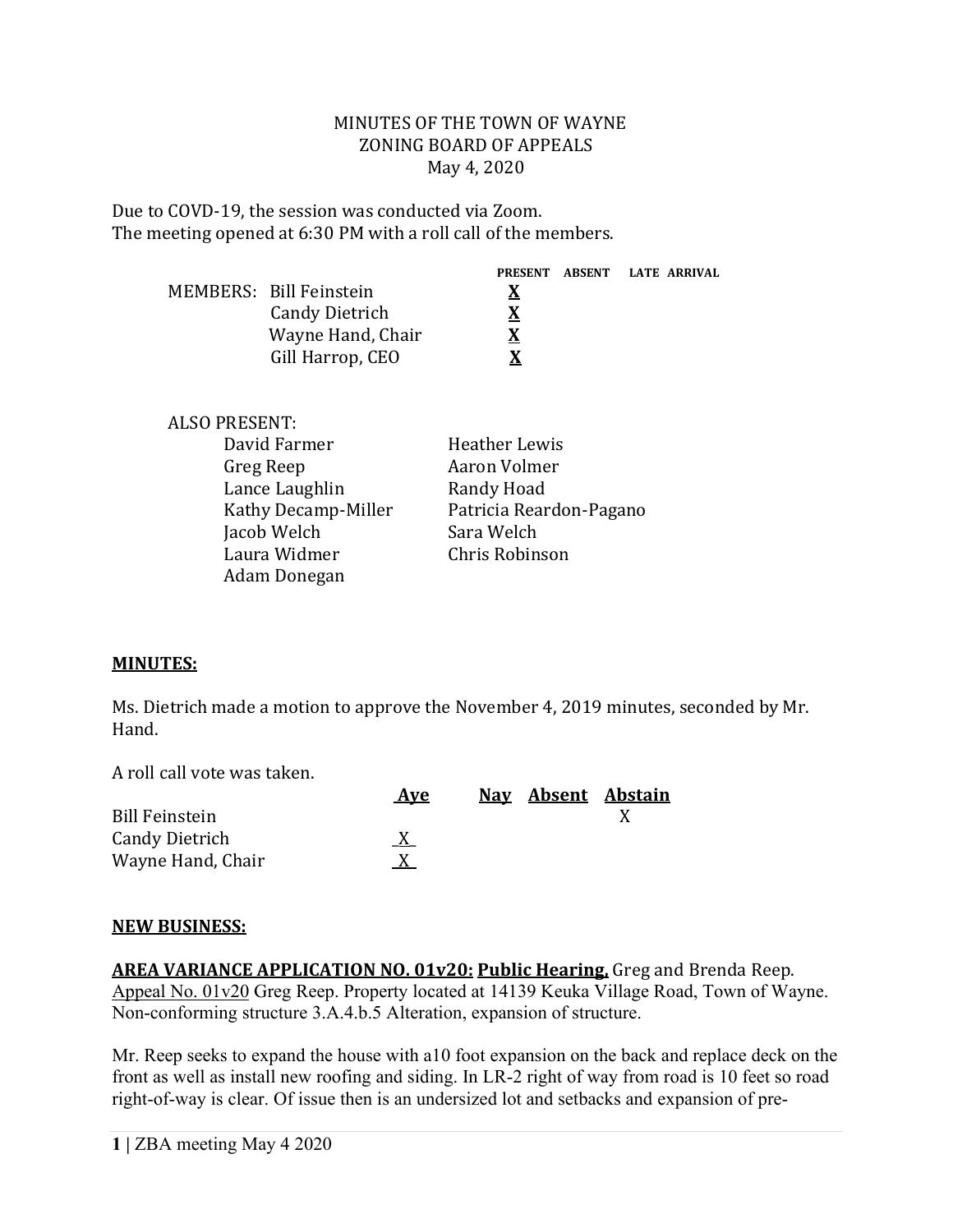MINUTES OF THE TOWN OF WAYNE
ZONING BOARD OF APPEALS
May 4, 2020

Due to COVD-19, the session was conducted via Zoom.
The meeting opened at 6:30 PM with a roll call of the members.

| MEMBERS: | PRESENT | ABSENT | LATE ARRIVAL |
|---|---|---|---|
| Bill Feinstein | X | | |
| Candy Dietrich | X | | |
| Wayne Hand, Chair | X | | |
| Gill Harrop, CEO | X | | |

ALSO PRESENT:

| | |
|---|---|
| David Farmer | Heather Lewis |
| Greg Reep | Aaron Volmer |
| Lance Laughlin | Randy Hoad |
| Kathy Decamp-Miller | Patricia Reardon-Pagano |
| Jacob Welch | Sara Welch |
| Laura Widmer | Chris Robinson |
| Adam Donegan | |

**MINUTES:**

Ms. Dietrich made a motion to approve the November 4, 2019 minutes, seconded by Mr. Hand.

A roll call vote was taken.

| | Aye | Nay | Absent | Abstain |
|---|---|---|---|---|
| Bill Feinstein | | | | X |
| Candy Dietrich | X | | | |
| Wayne Hand, Chair | X | | | |

**NEW BUSINESS:**

**AREA VARIANCE APPLICATION NO. 01v20: Public Hearing,** Greg and Brenda Reep. Appeal No. 01v20 Greg Reep. Property located at 14139 Keuka Village Road, Town of Wayne. Non-conforming structure 3.A.4.b.5 Alteration, expansion of structure.

Mr. Reep seeks to expand the house with a10 foot expansion on the back and replace deck on the front as well as install new roofing and siding. In LR-2 right of way from road is 10 feet so road right-of-way is clear. Of issue then is an undersized lot and setbacks and expansion of pre-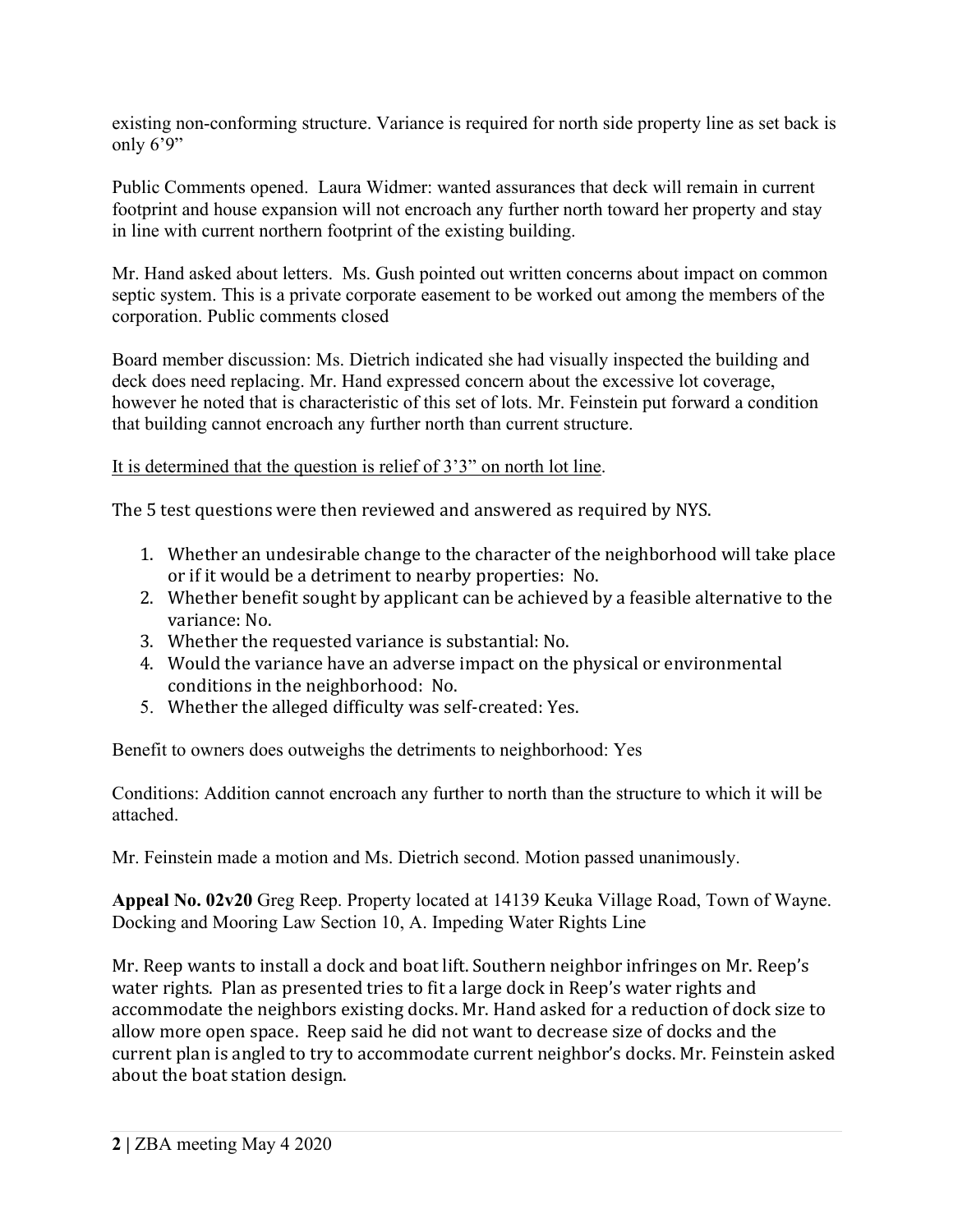existing non-conforming structure. Variance is required for north side property line as set back is only 6'9"

Public Comments opened. Laura Widmer: wanted assurances that deck will remain in current footprint and house expansion will not encroach any further north toward her property and stay in line with current northern footprint of the existing building.

Mr. Hand asked about letters. Ms. Gush pointed out written concerns about impact on common septic system. This is a private corporate easement to be worked out among the members of the corporation. Public comments closed

Board member discussion: Ms. Dietrich indicated she had visually inspected the building and deck does need replacing. Mr. Hand expressed concern about the excessive lot coverage, however he noted that is characteristic of this set of lots. Mr. Feinstein put forward a condition that building cannot encroach any further north than current structure.

<u>It is determined that the question is relief of 3'3" on north lot line</u>.

The 5 test questions were then reviewed and answered as required by NYS.

1. Whether an undesirable change to the character of the neighborhood will take place or if it would be a detriment to nearby properties: No.
2. Whether benefit sought by applicant can be achieved by a feasible alternative to the variance: No.
3. Whether the requested variance is substantial: No.
4. Would the variance have an adverse impact on the physical or environmental conditions in the neighborhood: No.
5. Whether the alleged difficulty was self-created: Yes.

Benefit to owners does outweighs the detriments to neighborhood: Yes

Conditions: Addition cannot encroach any further to north than the structure to which it will be attached.

Mr. Feinstein made a motion and Ms. Dietrich second. Motion passed unanimously.

**Appeal No. 02v20** Greg Reep. Property located at 14139 Keuka Village Road, Town of Wayne. Docking and Mooring Law Section 10, A. Impeding Water Rights Line

Mr. Reep wants to install a dock and boat lift. Southern neighbor infringes on Mr. Reep's water rights. Plan as presented tries to fit a large dock in Reep's water rights and accommodate the neighbors existing docks. Mr. Hand asked for a reduction of dock size to allow more open space. Reep said he did not want to decrease size of docks and the current plan is angled to try to accommodate current neighbor's docks. Mr. Feinstein asked about the boat station design.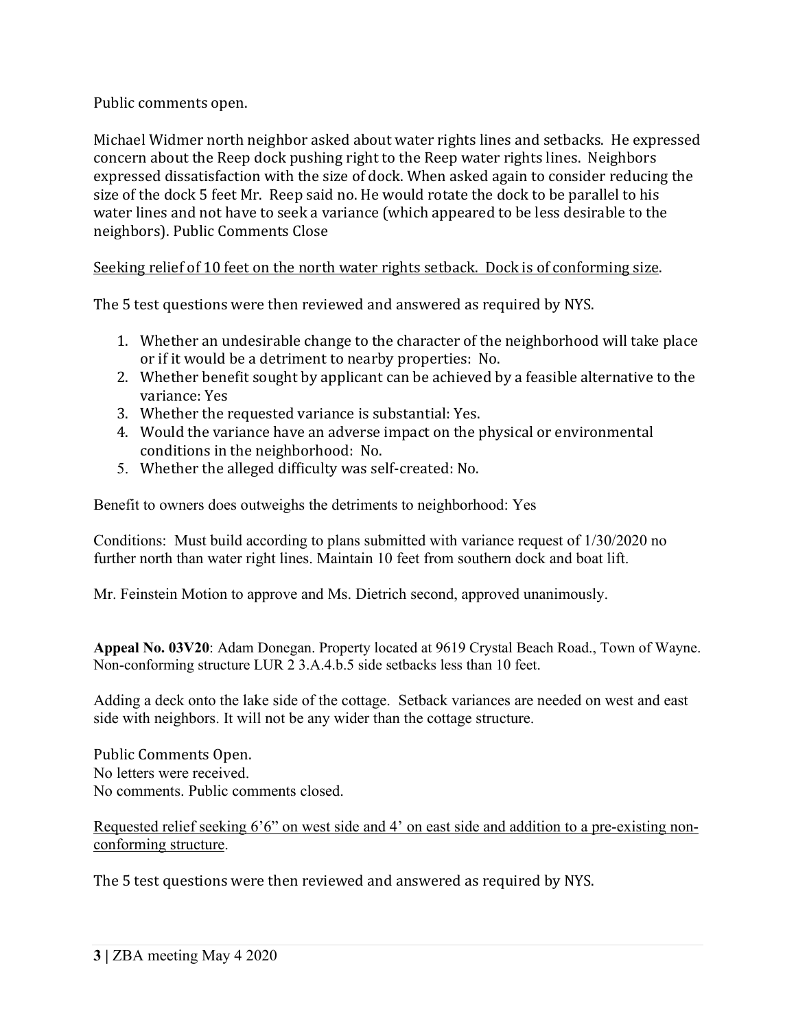Public comments open.

Michael Widmer north neighbor asked about water rights lines and setbacks. He expressed concern about the Reep dock pushing right to the Reep water rights lines. Neighbors expressed dissatisfaction with the size of dock. When asked again to consider reducing the size of the dock 5 feet Mr. Reep said no. He would rotate the dock to be parallel to his water lines and not have to seek a variance (which appeared to be less desirable to the neighbors). Public Comments Close

<u>Seeking relief of 10 feet on the north water rights setback. Dock is of conforming size</u>.

The 5 test questions were then reviewed and answered as required by NYS.

1. Whether an undesirable change to the character of the neighborhood will take place or if it would be a detriment to nearby properties: No.
2. Whether benefit sought by applicant can be achieved by a feasible alternative to the variance: Yes
3. Whether the requested variance is substantial: Yes.
4. Would the variance have an adverse impact on the physical or environmental conditions in the neighborhood: No.
5. Whether the alleged difficulty was self-created: No.

Benefit to owners does outweighs the detriments to neighborhood: Yes

Conditions: Must build according to plans submitted with variance request of 1/30/2020 no further north than water right lines. Maintain 10 feet from southern dock and boat lift.

Mr. Feinstein Motion to approve and Ms. Dietrich second, approved unanimously.

**Appeal No. 03V20**: Adam Donegan. Property located at 9619 Crystal Beach Road., Town of Wayne. Non-conforming structure LUR 2 3.A.4.b.5 side setbacks less than 10 feet.

Adding a deck onto the lake side of the cottage. Setback variances are needed on west and east side with neighbors. It will not be any wider than the cottage structure.

Public Comments Open.
No letters were received.
No comments. Public comments closed.

<u>Requested relief seeking 6'6" on west side and 4' on east side and addition to a pre-existing non-conforming structure</u>.

The 5 test questions were then reviewed and answered as required by NYS.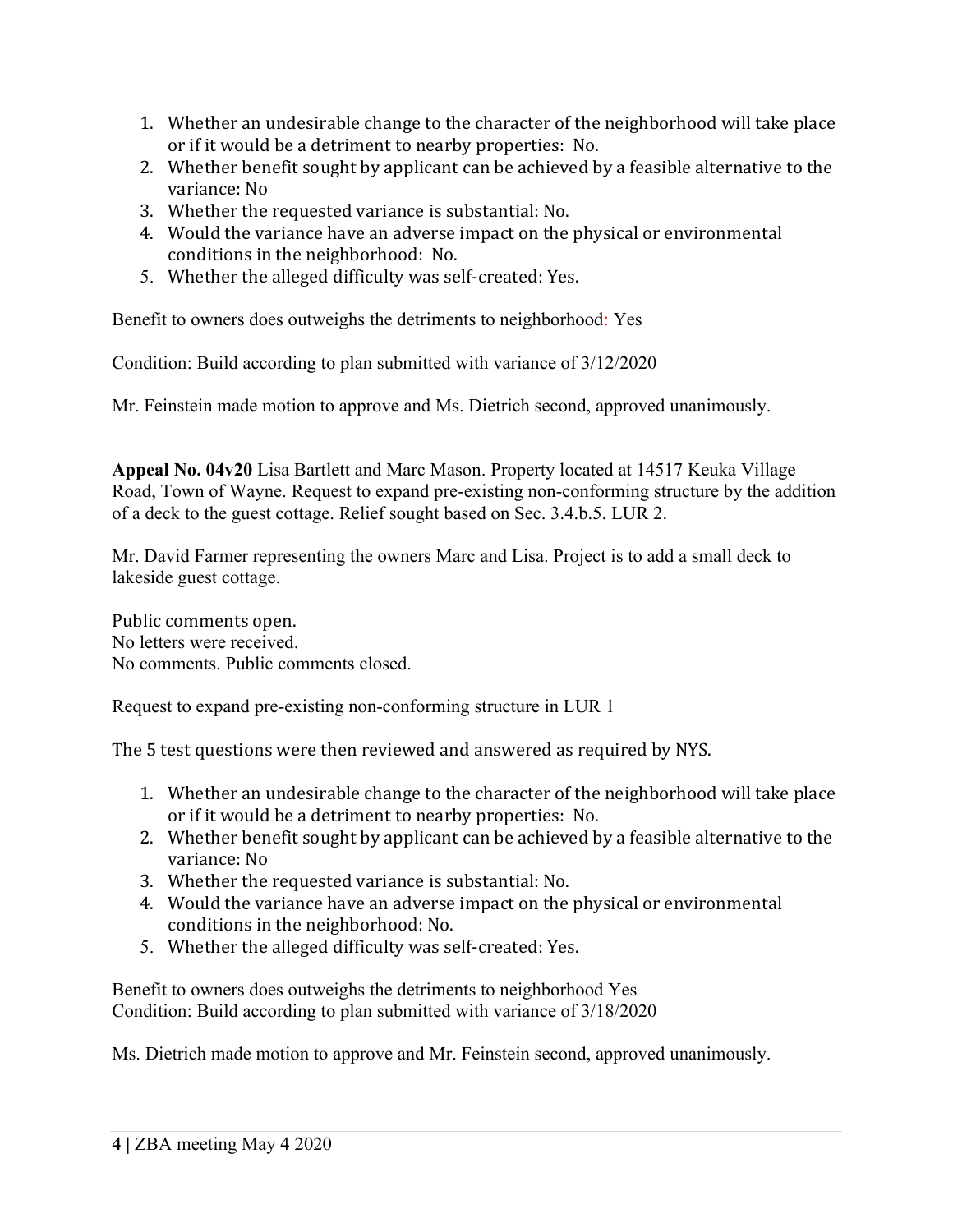1. Whether an undesirable change to the character of the neighborhood will take place or if it would be a detriment to nearby properties: No.
2. Whether benefit sought by applicant can be achieved by a feasible alternative to the variance: No
3. Whether the requested variance is substantial: No.
4. Would the variance have an adverse impact on the physical or environmental conditions in the neighborhood: No.
5. Whether the alleged difficulty was self-created: Yes.

Benefit to owners does outweighs the detriments to neighborhood: Yes

Condition: Build according to plan submitted with variance of 3/12/2020

Mr. Feinstein made motion to approve and Ms. Dietrich second, approved unanimously.

**Appeal No. 04v20** Lisa Bartlett and Marc Mason. Property located at 14517 Keuka Village Road, Town of Wayne. Request to expand pre-existing non-conforming structure by the addition of a deck to the guest cottage. Relief sought based on Sec. 3.4.b.5. LUR 2.

Mr. David Farmer representing the owners Marc and Lisa. Project is to add a small deck to lakeside guest cottage.

Public comments open.
No letters were received.
No comments. Public comments closed.

<u>Request to expand pre-existing non-conforming structure in LUR 1</u>

The 5 test questions were then reviewed and answered as required by NYS.

1. Whether an undesirable change to the character of the neighborhood will take place or if it would be a detriment to nearby properties: No.
2. Whether benefit sought by applicant can be achieved by a feasible alternative to the variance: No
3. Whether the requested variance is substantial: No.
4. Would the variance have an adverse impact on the physical or environmental conditions in the neighborhood: No.
5. Whether the alleged difficulty was self-created: Yes.

Benefit to owners does outweighs the detriments to neighborhood Yes
Condition: Build according to plan submitted with variance of 3/18/2020

Ms. Dietrich made motion to approve and Mr. Feinstein second, approved unanimously.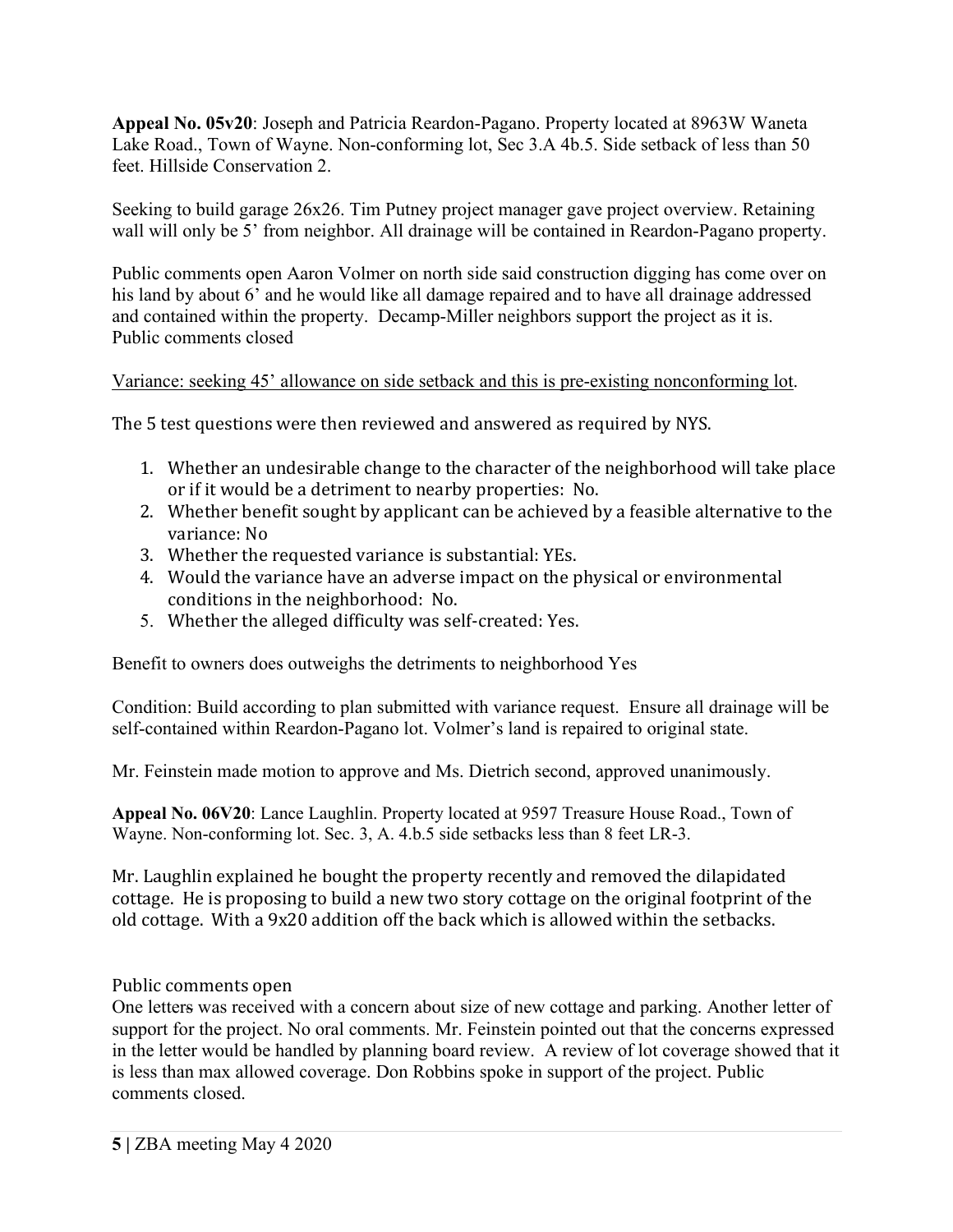**Appeal No. 05v20**: Joseph and Patricia Reardon-Pagano. Property located at 8963W Waneta Lake Road., Town of Wayne. Non-conforming lot, Sec 3.A 4b.5. Side setback of less than 50 feet. Hillside Conservation 2.

Seeking to build garage 26x26. Tim Putney project manager gave project overview. Retaining wall will only be 5' from neighbor. All drainage will be contained in Reardon-Pagano property.

Public comments open Aaron Volmer on north side said construction digging has come over on his land by about 6' and he would like all damage repaired and to have all drainage addressed and contained within the property. Decamp-Miller neighbors support the project as it is. Public comments closed

<u>Variance: seeking 45' allowance on side setback and this is pre-existing nonconforming lot</u>.

The 5 test questions were then reviewed and answered as required by NYS.

1. Whether an undesirable change to the character of the neighborhood will take place or if it would be a detriment to nearby properties: No.
2. Whether benefit sought by applicant can be achieved by a feasible alternative to the variance: No
3. Whether the requested variance is substantial: YEs.
4. Would the variance have an adverse impact on the physical or environmental conditions in the neighborhood: No.
5. Whether the alleged difficulty was self-created: Yes.

Benefit to owners does outweighs the detriments to neighborhood Yes

Condition: Build according to plan submitted with variance request. Ensure all drainage will be self-contained within Reardon-Pagano lot. Volmer's land is repaired to original state.

Mr. Feinstein made motion to approve and Ms. Dietrich second, approved unanimously.

**Appeal No. 06V20**: Lance Laughlin. Property located at 9597 Treasure House Road., Town of Wayne. Non-conforming lot. Sec. 3, A. 4.b.5 side setbacks less than 8 feet LR-3.

Mr. Laughlin explained he bought the property recently and removed the dilapidated cottage. He is proposing to build a new two story cottage on the original footprint of the old cottage. With a 9x20 addition off the back which is allowed within the setbacks.

Public comments open
One letters was received with a concern about size of new cottage and parking. Another letter of support for the project. No oral comments. Mr. Feinstein pointed out that the concerns expressed in the letter would be handled by planning board review. A review of lot coverage showed that it is less than max allowed coverage. Don Robbins spoke in support of the project. Public comments closed.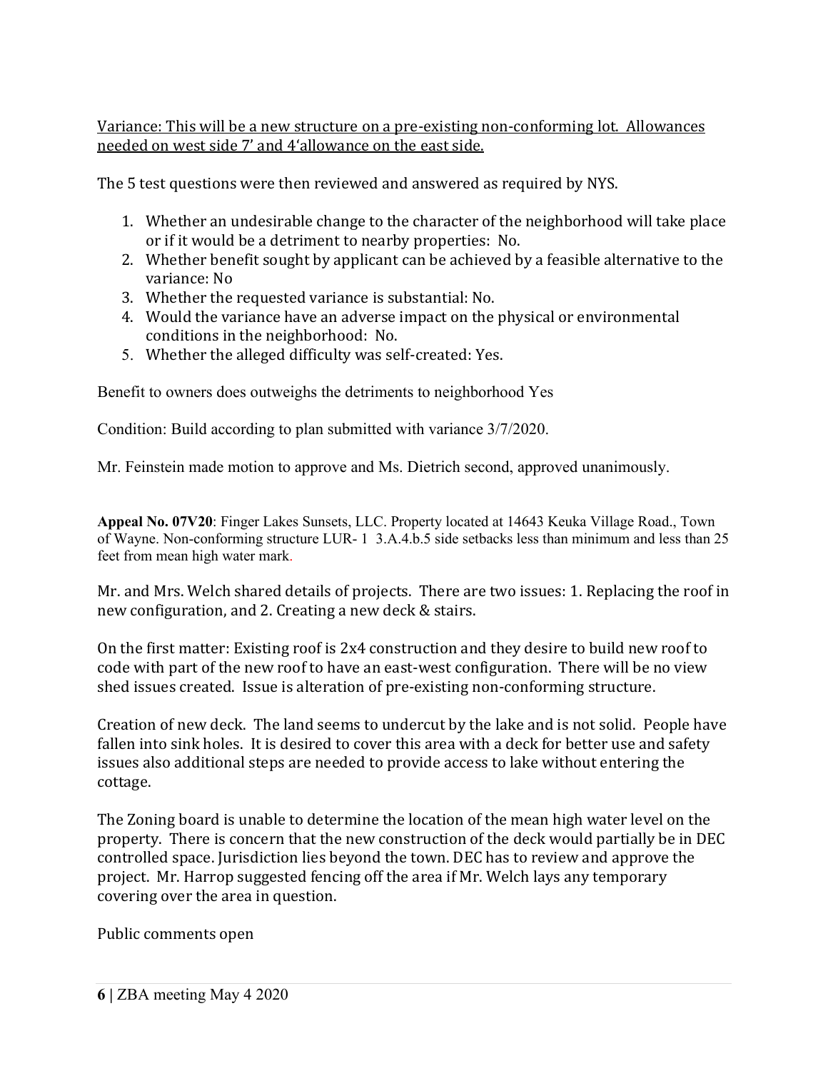Variance: This will be a new structure on a pre-existing non-conforming lot. Allowances needed on west side 7' and 4'allowance on the east side.

The 5 test questions were then reviewed and answered as required by NYS.

1. Whether an undesirable change to the character of the neighborhood will take place or if it would be a detriment to nearby properties: No.
2. Whether benefit sought by applicant can be achieved by a feasible alternative to the variance: No
3. Whether the requested variance is substantial: No.
4. Would the variance have an adverse impact on the physical or environmental conditions in the neighborhood: No.
5. Whether the alleged difficulty was self-created: Yes.

Benefit to owners does outweighs the detriments to neighborhood Yes

Condition: Build according to plan submitted with variance 3/7/2020.

Mr. Feinstein made motion to approve and Ms. Dietrich second, approved unanimously.

**Appeal No. 07V20**: Finger Lakes Sunsets, LLC. Property located at 14643 Keuka Village Road., Town of Wayne. Non-conforming structure LUR- 1 3.A.4.b.5 side setbacks less than minimum and less than 25 feet from mean high water mark.

Mr. and Mrs. Welch shared details of projects. There are two issues: 1. Replacing the roof in new configuration, and 2. Creating a new deck & stairs.

On the first matter: Existing roof is 2x4 construction and they desire to build new roof to code with part of the new roof to have an east-west configuration. There will be no view shed issues created. Issue is alteration of pre-existing non-conforming structure.

Creation of new deck. The land seems to undercut by the lake and is not solid. People have fallen into sink holes. It is desired to cover this area with a deck for better use and safety issues also additional steps are needed to provide access to lake without entering the cottage.

The Zoning board is unable to determine the location of the mean high water level on the property. There is concern that the new construction of the deck would partially be in DEC controlled space. Jurisdiction lies beyond the town. DEC has to review and approve the project. Mr. Harrop suggested fencing off the area if Mr. Welch lays any temporary covering over the area in question.

Public comments open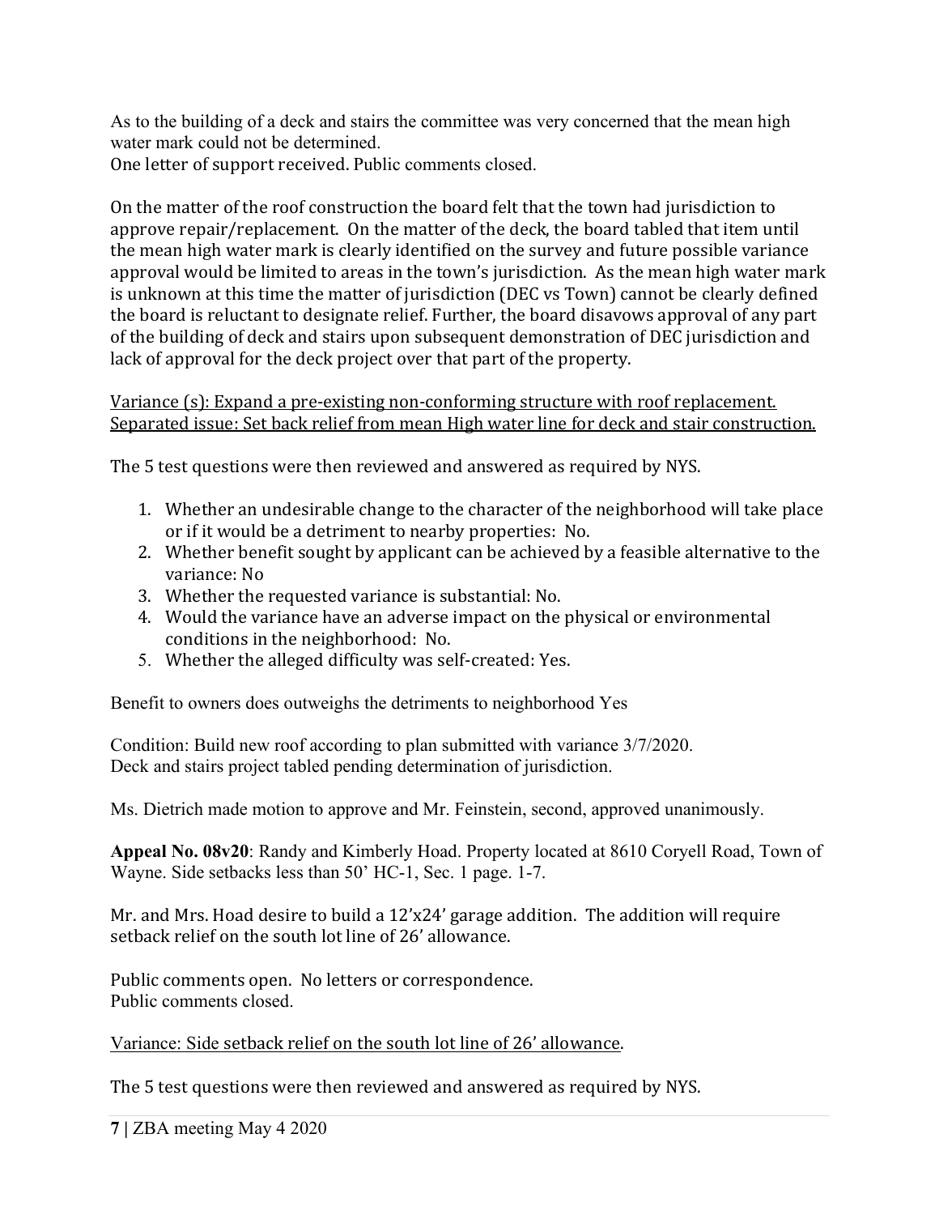As to the building of a deck and stairs the committee was very concerned that the mean high water mark could not be determined.
One letter of support received. Public comments closed.

On the matter of the roof construction the board felt that the town had jurisdiction to approve repair/replacement. On the matter of the deck, the board tabled that item until the mean high water mark is clearly identified on the survey and future possible variance approval would be limited to areas in the town's jurisdiction. As the mean high water mark is unknown at this time the matter of jurisdiction (DEC vs Town) cannot be clearly defined the board is reluctant to designate relief. Further, the board disavows approval of any part of the building of deck and stairs upon subsequent demonstration of DEC jurisdiction and lack of approval for the deck project over that part of the property.

<u>Variance (s): Expand a pre-existing non-conforming structure with roof replacement. Separated issue: Set back relief from mean High water line for deck and stair construction.</u>

The 5 test questions were then reviewed and answered as required by NYS.

1. Whether an undesirable change to the character of the neighborhood will take place or if it would be a detriment to nearby properties: No.
2. Whether benefit sought by applicant can be achieved by a feasible alternative to the variance: No
3. Whether the requested variance is substantial: No.
4. Would the variance have an adverse impact on the physical or environmental conditions in the neighborhood: No.
5. Whether the alleged difficulty was self-created: Yes.

Benefit to owners does outweighs the detriments to neighborhood Yes

Condition: Build new roof according to plan submitted with variance 3/7/2020.
Deck and stairs project tabled pending determination of jurisdiction.

Ms. Dietrich made motion to approve and Mr. Feinstein, second, approved unanimously.

**Appeal No. 08v20**: Randy and Kimberly Hoad. Property located at 8610 Coryell Road, Town of Wayne. Side setbacks less than 50' HC-1, Sec. 1 page. 1-7.

Mr. and Mrs. Hoad desire to build a 12'x24' garage addition. The addition will require setback relief on the south lot line of 26' allowance.

Public comments open. No letters or correspondence.
Public comments closed.

<u>Variance: Side setback relief on the south lot line of 26' allowance</u>.

The 5 test questions were then reviewed and answered as required by NYS.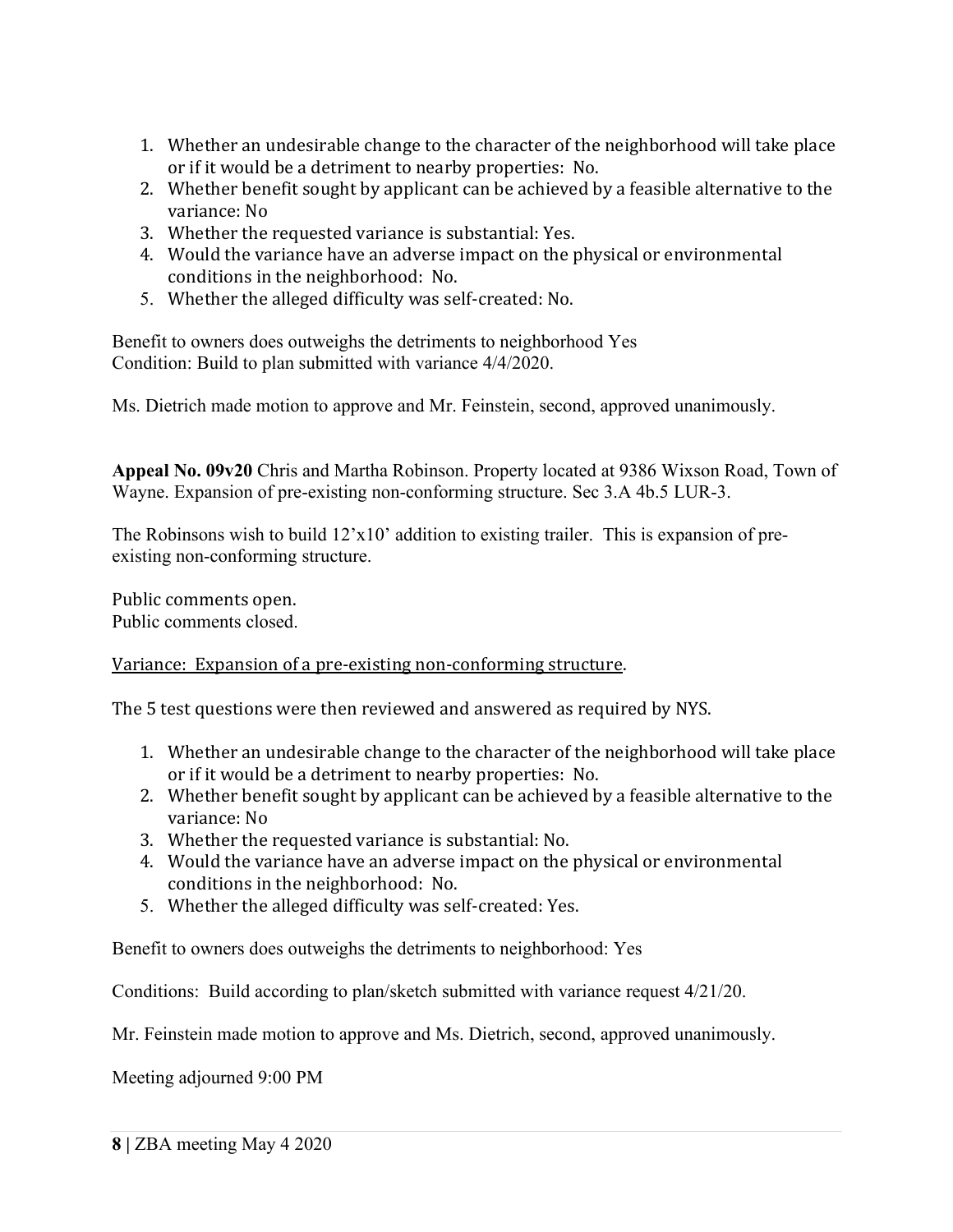1. Whether an undesirable change to the character of the neighborhood will take place or if it would be a detriment to nearby properties: No.
2. Whether benefit sought by applicant can be achieved by a feasible alternative to the variance: No
3. Whether the requested variance is substantial: Yes.
4. Would the variance have an adverse impact on the physical or environmental conditions in the neighborhood: No.
5. Whether the alleged difficulty was self-created: No.

Benefit to owners does outweighs the detriments to neighborhood Yes
Condition: Build to plan submitted with variance 4/4/2020.

Ms. Dietrich made motion to approve and Mr. Feinstein, second, approved unanimously.

**Appeal No. 09v20** Chris and Martha Robinson. Property located at 9386 Wixson Road, Town of Wayne. Expansion of pre-existing non-conforming structure. Sec 3.A 4b.5 LUR-3.

The Robinsons wish to build 12'x10' addition to existing trailer. This is expansion of pre-existing non-conforming structure.

Public comments open.
Public comments closed.

<u>Variance: Expansion of a pre-existing non-conforming structure</u>.

The 5 test questions were then reviewed and answered as required by NYS.

1. Whether an undesirable change to the character of the neighborhood will take place or if it would be a detriment to nearby properties: No.
2. Whether benefit sought by applicant can be achieved by a feasible alternative to the variance: No
3. Whether the requested variance is substantial: No.
4. Would the variance have an adverse impact on the physical or environmental conditions in the neighborhood: No.
5. Whether the alleged difficulty was self-created: Yes.

Benefit to owners does outweighs the detriments to neighborhood: Yes

Conditions: Build according to plan/sketch submitted with variance request 4/21/20.

Mr. Feinstein made motion to approve and Ms. Dietrich, second, approved unanimously.

Meeting adjourned 9:00 PM